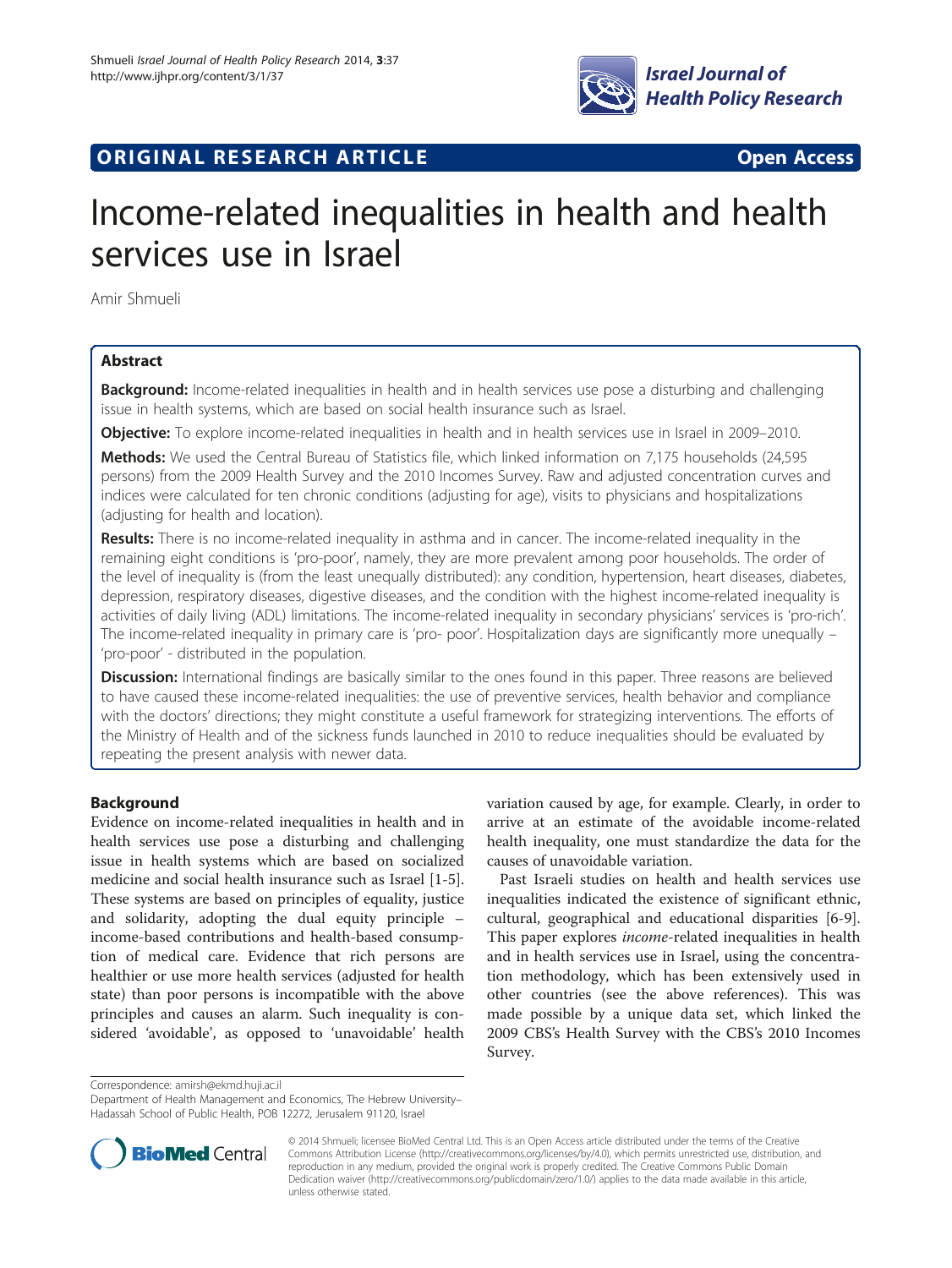ORIGINAL RESEARCH ARTICLE

Open Access

# Income-related inequalities in health and health services use in Israel

Amir Shmueli

## Abstract

**Background:** Income-related inequalities in health and in health services use pose a disturbing and challenging issue in health systems, which are based on social health insurance such as Israel.

**Objective:** To explore income-related inequalities in health and in health services use in Israel in 2009–2010.

**Methods:** We used the Central Bureau of Statistics file, which linked information on 7,175 households (24,595 persons) from the 2009 Health Survey and the 2010 Incomes Survey. Raw and adjusted concentration curves and indices were calculated for ten chronic conditions (adjusting for age), visits to physicians and hospitalizations (adjusting for health and location).

**Results:** There is no income-related inequality in asthma and in cancer. The income-related inequality in the remaining eight conditions is 'pro-poor', namely, they are more prevalent among poor households. The order of the level of inequality is (from the least unequally distributed): any condition, hypertension, heart diseases, diabetes, depression, respiratory diseases, digestive diseases, and the condition with the highest income-related inequality is activities of daily living (ADL) limitations. The income-related inequality in secondary physicians' services is 'pro-rich'. The income-related inequality in primary care is 'pro- poor'. Hospitalization days are significantly more unequally – 'pro-poor' - distributed in the population.

**Discussion:** International findings are basically similar to the ones found in this paper. Three reasons are believed to have caused these income-related inequalities: the use of preventive services, health behavior and compliance with the doctors' directions; they might constitute a useful framework for strategizing interventions. The efforts of the Ministry of Health and of the sickness funds launched in 2010 to reduce inequalities should be evaluated by repeating the present analysis with newer data.

## Background

Evidence on income-related inequalities in health and in health services use pose a disturbing and challenging issue in health systems which are based on socialized medicine and social health insurance such as Israel [1-5]. These systems are based on principles of equality, justice and solidarity, adopting the dual equity principle – income-based contributions and health-based consumption of medical care. Evidence that rich persons are healthier or use more health services (adjusted for health state) than poor persons is incompatible with the above principles and causes an alarm. Such inequality is considered 'avoidable', as opposed to 'unavoidable' health variation caused by age, for example. Clearly, in order to arrive at an estimate of the avoidable income-related health inequality, one must standardize the data for the causes of unavoidable variation.

Past Israeli studies on health and health services use inequalities indicated the existence of significant ethnic, cultural, geographical and educational disparities [6-9]. This paper explores *income*-related inequalities in health and in health services use in Israel, using the concentration methodology, which has been extensively used in other countries (see the above references). This was made possible by a unique data set, which linked the 2009 CBS's Health Survey with the CBS's 2010 Incomes Survey.

Correspondence: amirsh@ekmd.huji.ac.il
Department of Health Management and Economics, The Hebrew University–Hadassah School of Public Health, POB 12272, Jerusalem 91120, Israel

© 2014 Shmueli; licensee BioMed Central Ltd. This is an Open Access article distributed under the terms of the Creative Commons Attribution License (http://creativecommons.org/licenses/by/4.0), which permits unrestricted use, distribution, and reproduction in any medium, provided the original work is properly credited. The Creative Commons Public Domain Dedication waiver (http://creativecommons.org/publicdomain/zero/1.0/) applies to the data made available in this article, unless otherwise stated.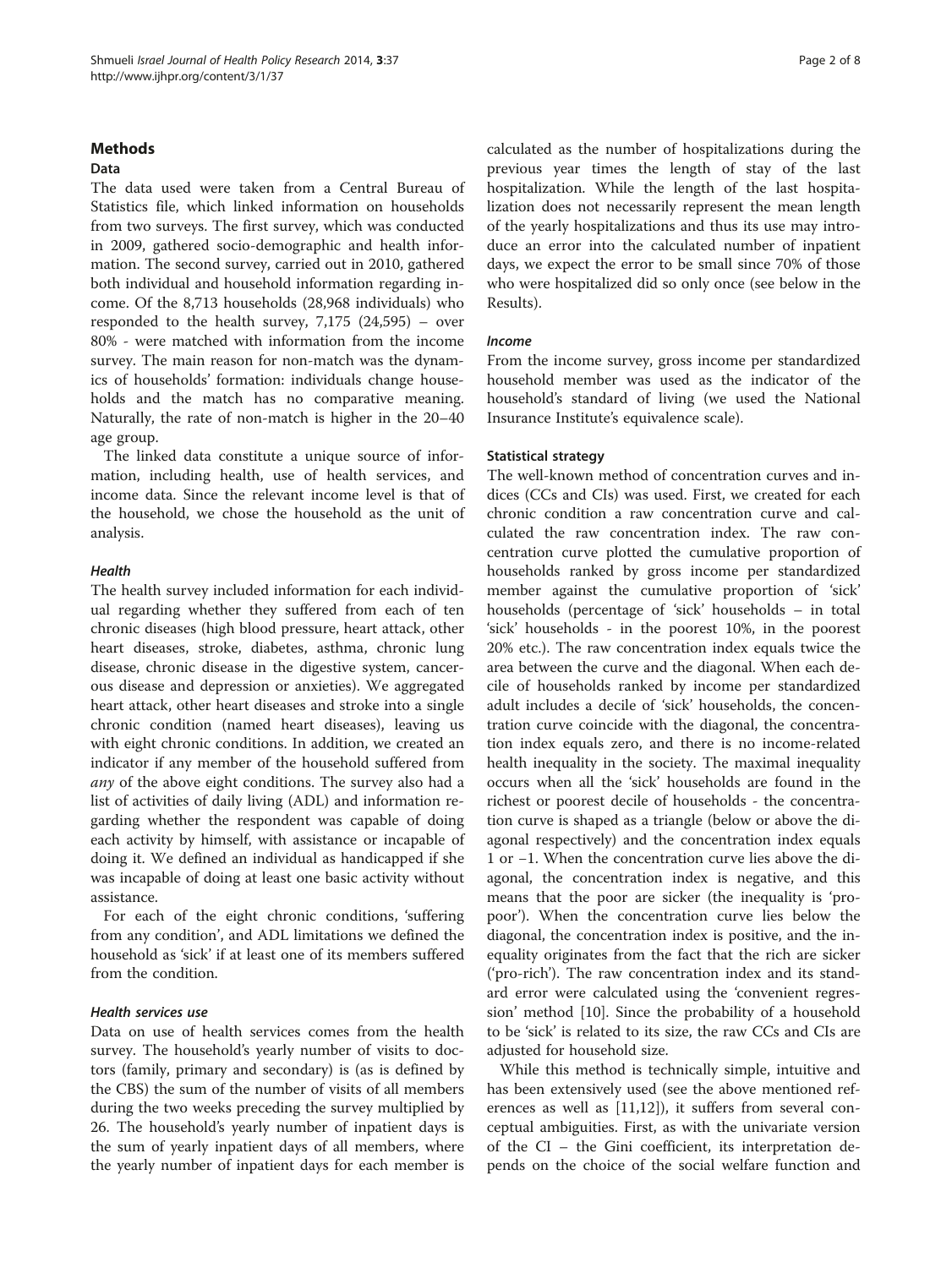## Methods

### Data

The data used were taken from a Central Bureau of Statistics file, which linked information on households from two surveys. The first survey, which was conducted in 2009, gathered socio-demographic and health information. The second survey, carried out in 2010, gathered both individual and household information regarding income. Of the 8,713 households (28,968 individuals) who responded to the health survey, 7,175 (24,595) – over 80% - were matched with information from the income survey. The main reason for non-match was the dynamics of households' formation: individuals change households and the match has no comparative meaning. Naturally, the rate of non-match is higher in the 20–40 age group.

The linked data constitute a unique source of information, including health, use of health services, and income data. Since the relevant income level is that of the household, we chose the household as the unit of analysis.

#### *Health*

The health survey included information for each individual regarding whether they suffered from each of ten chronic diseases (high blood pressure, heart attack, other heart diseases, stroke, diabetes, asthma, chronic lung disease, chronic disease in the digestive system, cancerous disease and depression or anxieties). We aggregated heart attack, other heart diseases and stroke into a single chronic condition (named heart diseases), leaving us with eight chronic conditions. In addition, we created an indicator if any member of the household suffered from *any* of the above eight conditions. The survey also had a list of activities of daily living (ADL) and information regarding whether the respondent was capable of doing each activity by himself, with assistance or incapable of doing it. We defined an individual as handicapped if she was incapable of doing at least one basic activity without assistance.

For each of the eight chronic conditions, 'suffering from any condition', and ADL limitations we defined the household as 'sick' if at least one of its members suffered from the condition.

#### *Health services use*

Data on use of health services comes from the health survey. The household's yearly number of visits to doctors (family, primary and secondary) is (as is defined by the CBS) the sum of the number of visits of all members during the two weeks preceding the survey multiplied by 26. The household's yearly number of inpatient days is the sum of yearly inpatient days of all members, where the yearly number of inpatient days for each member is calculated as the number of hospitalizations during the previous year times the length of stay of the last hospitalization. While the length of the last hospitalization does not necessarily represent the mean length of the yearly hospitalizations and thus its use may introduce an error into the calculated number of inpatient days, we expect the error to be small since 70% of those who were hospitalized did so only once (see below in the Results).

#### *Income*

From the income survey, gross income per standardized household member was used as the indicator of the household's standard of living (we used the National Insurance Institute's equivalence scale).

### Statistical strategy

The well-known method of concentration curves and indices (CCs and CIs) was used. First, we created for each chronic condition a raw concentration curve and calculated the raw concentration index. The raw concentration curve plotted the cumulative proportion of households ranked by gross income per standardized member against the cumulative proportion of 'sick' households (percentage of 'sick' households – in total 'sick' households - in the poorest 10%, in the poorest 20% etc.). The raw concentration index equals twice the area between the curve and the diagonal. When each decile of households ranked by income per standardized adult includes a decile of 'sick' households, the concentration curve coincide with the diagonal, the concentration index equals zero, and there is no income-related health inequality in the society. The maximal inequality occurs when all the 'sick' households are found in the richest or poorest decile of households - the concentration curve is shaped as a triangle (below or above the diagonal respectively) and the concentration index equals 1 or −1. When the concentration curve lies above the diagonal, the concentration index is negative, and this means that the poor are sicker (the inequality is 'pro-poor'). When the concentration curve lies below the diagonal, the concentration index is positive, and the inequality originates from the fact that the rich are sicker ('pro-rich'). The raw concentration index and its standard error were calculated using the 'convenient regression' method [10]. Since the probability of a household to be 'sick' is related to its size, the raw CCs and CIs are adjusted for household size.

While this method is technically simple, intuitive and has been extensively used (see the above mentioned references as well as [11,12]), it suffers from several conceptual ambiguities. First, as with the univariate version of the CI – the Gini coefficient, its interpretation depends on the choice of the social welfare function and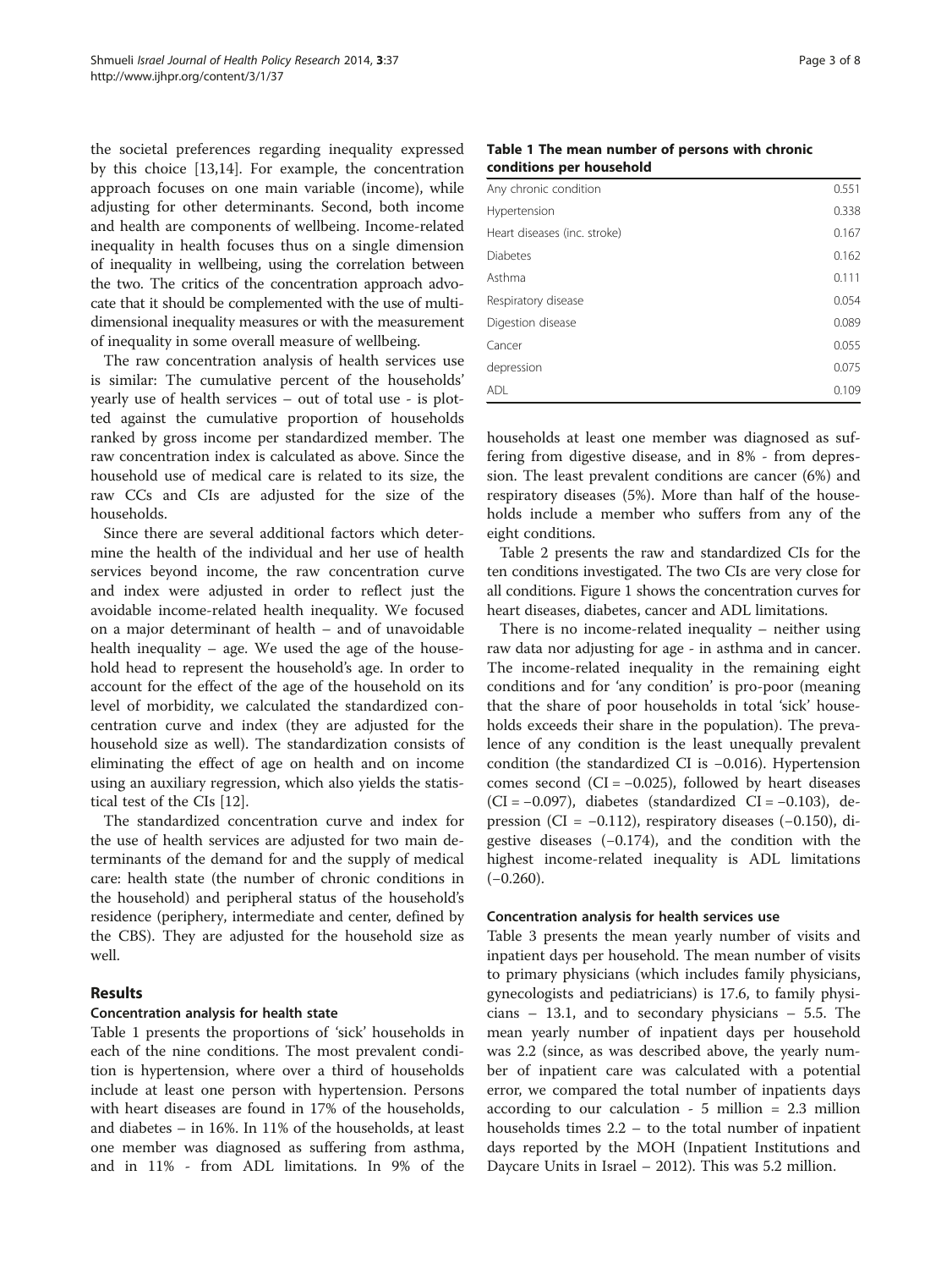the societal preferences regarding inequality expressed by this choice [13,14]. For example, the concentration approach focuses on one main variable (income), while adjusting for other determinants. Second, both income and health are components of wellbeing. Income-related inequality in health focuses thus on a single dimension of inequality in wellbeing, using the correlation between the two. The critics of the concentration approach advocate that it should be complemented with the use of multidimensional inequality measures or with the measurement of inequality in some overall measure of wellbeing.

The raw concentration analysis of health services use is similar: The cumulative percent of the households' yearly use of health services – out of total use - is plotted against the cumulative proportion of households ranked by gross income per standardized member. The raw concentration index is calculated as above. Since the household use of medical care is related to its size, the raw CCs and CIs are adjusted for the size of the households.

Since there are several additional factors which determine the health of the individual and her use of health services beyond income, the raw concentration curve and index were adjusted in order to reflect just the avoidable income-related health inequality. We focused on a major determinant of health – and of unavoidable health inequality – age. We used the age of the household head to represent the household's age. In order to account for the effect of the age of the household on its level of morbidity, we calculated the standardized concentration curve and index (they are adjusted for the household size as well). The standardization consists of eliminating the effect of age on health and on income using an auxiliary regression, which also yields the statistical test of the CIs [12].

The standardized concentration curve and index for the use of health services are adjusted for two main determinants of the demand for and the supply of medical care: health state (the number of chronic conditions in the household) and peripheral status of the household's residence (periphery, intermediate and center, defined by the CBS). They are adjusted for the household size as well.

## Results

### Concentration analysis for health state

Table 1 presents the proportions of 'sick' households in each of the nine conditions. The most prevalent condition is hypertension, where over a third of households include at least one person with hypertension. Persons with heart diseases are found in 17% of the households, and diabetes – in 16%. In 11% of the households, at least one member was diagnosed as suffering from asthma, and in 11% - from ADL limitations. In 9% of the households at least one member was diagnosed as suffering from digestive disease, and in 8% - from depression. The least prevalent conditions are cancer (6%) and respiratory diseases (5%). More than half of the households include a member who suffers from any of the eight conditions.

**Table 1 The mean number of persons with chronic conditions per household**

| | |
|---|---|
| Any chronic condition | 0.551 |
| Hypertension | 0.338 |
| Heart diseases (inc. stroke) | 0.167 |
| Diabetes | 0.162 |
| Asthma | 0.111 |
| Respiratory disease | 0.054 |
| Digestion disease | 0.089 |
| Cancer | 0.055 |
| depression | 0.075 |
| ADL | 0.109 |

Table 2 presents the raw and standardized CIs for the ten conditions investigated. The two CIs are very close for all conditions. Figure 1 shows the concentration curves for heart diseases, diabetes, cancer and ADL limitations.

There is no income-related inequality – neither using raw data nor adjusting for age - in asthma and in cancer. The income-related inequality in the remaining eight conditions and for 'any condition' is pro-poor (meaning that the share of poor households in total 'sick' households exceeds their share in the population). The prevalence of any condition is the least unequally prevalent condition (the standardized CI is −0.016). Hypertension comes second (CI = −0.025), followed by heart diseases (CI = −0.097), diabetes (standardized CI = −0.103), depression (CI = −0.112), respiratory diseases (−0.150), digestive diseases (−0.174), and the condition with the highest income-related inequality is ADL limitations (−0.260).

### Concentration analysis for health services use

Table 3 presents the mean yearly number of visits and inpatient days per household. The mean number of visits to primary physicians (which includes family physicians, gynecologists and pediatricians) is 17.6, to family physicians – 13.1, and to secondary physicians – 5.5. The mean yearly number of inpatient days per household was 2.2 (since, as was described above, the yearly number of inpatient care was calculated with a potential error, we compared the total number of inpatients days according to our calculation - 5 million = 2.3 million households times 2.2 – to the total number of inpatient days reported by the MOH (Inpatient Institutions and Daycare Units in Israel – 2012). This was 5.2 million.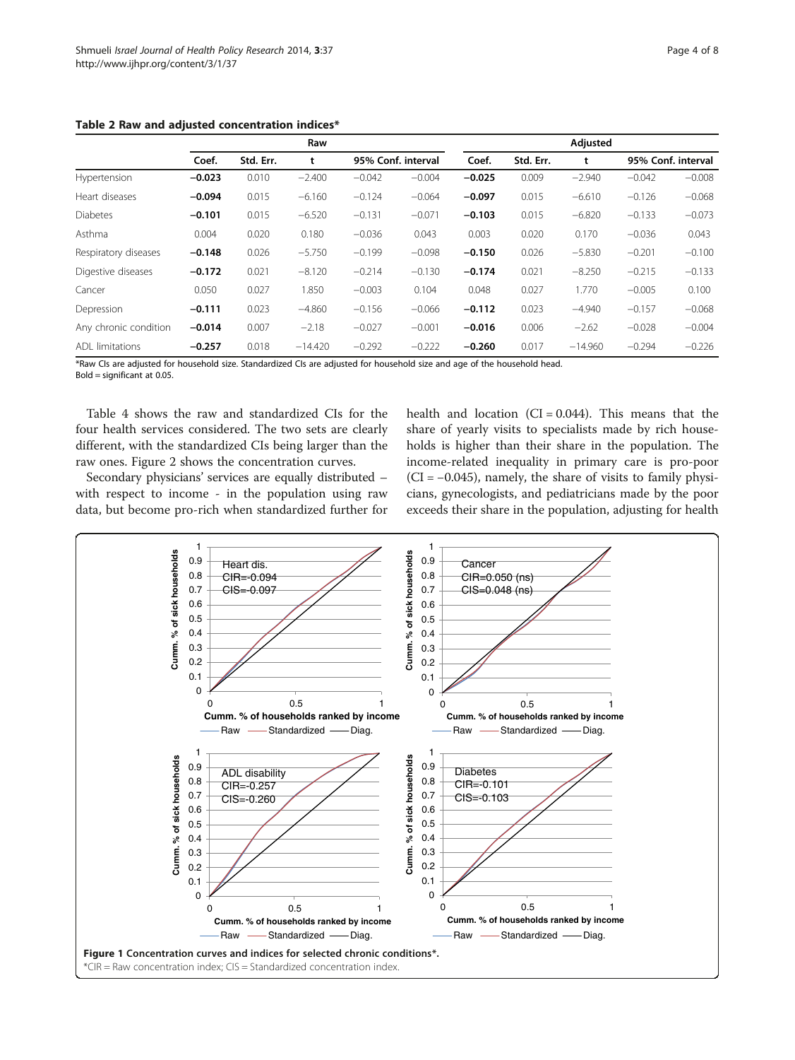**Table 2 Raw and adjusted concentration indices***

| | Raw | | | | | Adjusted | | | | |
|---|---|---|---|---|---|---|---|---|---|---|
| | Coef. | Std. Err. | t | 95% Conf. interval | | Coef. | Std. Err. | t | 95% Conf. interval | |
| Hypertension | **−0.023** | 0.010 | −2.400 | −0.042 | −0.004 | **−0.025** | 0.009 | −2.940 | −0.042 | −0.008 |
| Heart diseases | **−0.094** | 0.015 | −6.160 | −0.124 | −0.064 | **−0.097** | 0.015 | −6.610 | −0.126 | −0.068 |
| Diabetes | **−0.101** | 0.015 | −6.520 | −0.131 | −0.071 | **−0.103** | 0.015 | −6.820 | −0.133 | −0.073 |
| Asthma | 0.004 | 0.020 | 0.180 | −0.036 | 0.043 | 0.003 | 0.020 | 0.170 | −0.036 | 0.043 |
| Respiratory diseases | **−0.148** | 0.026 | −5.750 | −0.199 | −0.098 | **−0.150** | 0.026 | −5.830 | −0.201 | −0.100 |
| Digestive diseases | **−0.172** | 0.021 | −8.120 | −0.214 | −0.130 | **−0.174** | 0.021 | −8.250 | −0.215 | −0.133 |
| Cancer | 0.050 | 0.027 | 1.850 | −0.003 | 0.104 | 0.048 | 0.027 | 1.770 | −0.005 | 0.100 |
| Depression | **−0.111** | 0.023 | −4.860 | −0.156 | −0.066 | **−0.112** | 0.023 | −4.940 | −0.157 | −0.068 |
| Any chronic condition | **−0.014** | 0.007 | −2.18 | −0.027 | −0.001 | **−0.016** | 0.006 | −2.62 | −0.028 | −0.004 |
| ADL limitations | **−0.257** | 0.018 | −14.420 | −0.292 | −0.222 | **−0.260** | 0.017 | −14.960 | −0.294 | −0.226 |

*Raw CIs are adjusted for household size. Standardized CIs are adjusted for household size and age of the household head.
Bold = significant at 0.05.

Table 4 shows the raw and standardized CIs for the four health services considered. The two sets are clearly different, with the standardized CIs being larger than the raw ones. Figure 2 shows the concentration curves.

Secondary physicians' services are equally distributed – with respect to income - in the population using raw data, but become pro-rich when standardized further for health and location (CI = 0.044). This means that the share of yearly visits to specialists made by rich households is higher than their share in the population. The income-related inequality in primary care is pro-poor (CI = −0.045), namely, the share of visits to family physicians, gynecologists, and pediatricians made by the poor exceeds their share in the population, adjusting for health

**Figure 1 Concentration curves and indices for selected chronic conditions*.**
*CIR = Raw concentration index; CIS = Standardized concentration index.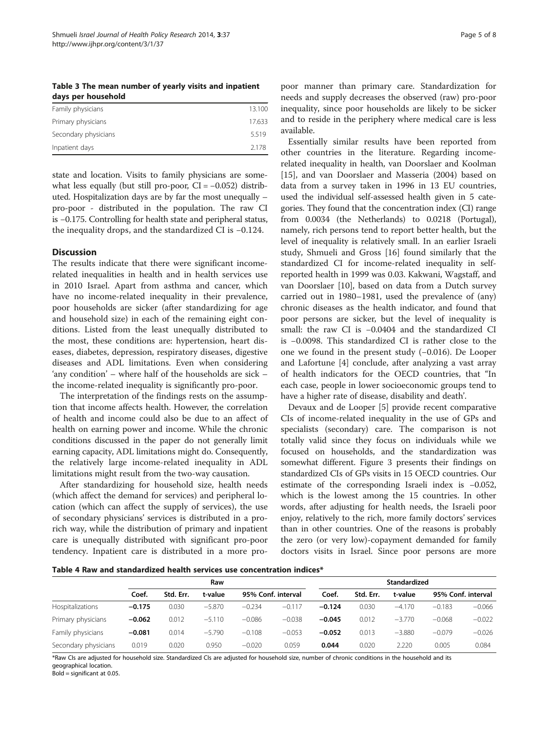**Table 3 The mean number of yearly visits and inpatient days per household**

| | |
|---|---|
| Family physicians | 13.100 |
| Primary physicians | 17.633 |
| Secondary physicians | 5.519 |
| Inpatient days | 2.178 |

state and location. Visits to family physicians are somewhat less equally (but still pro-poor, CI = −0.052) distributed. Hospitalization days are by far the most unequally – pro-poor - distributed in the population. The raw CI is −0.175. Controlling for health state and peripheral status, the inequality drops, and the standardized CI is −0.124.

## Discussion

The results indicate that there were significant income-related inequalities in health and in health services use in 2010 Israel. Apart from asthma and cancer, which have no income-related inequality in their prevalence, poor households are sicker (after standardizing for age and household size) in each of the remaining eight conditions. Listed from the least unequally distributed to the most, these conditions are: hypertension, heart diseases, diabetes, depression, respiratory diseases, digestive diseases and ADL limitations. Even when considering 'any condition' – where half of the households are sick – the income-related inequality is significantly pro-poor.

The interpretation of the findings rests on the assumption that income affects health. However, the correlation of health and income could also be due to an affect of health on earning power and income. While the chronic conditions discussed in the paper do not generally limit earning capacity, ADL limitations might do. Consequently, the relatively large income-related inequality in ADL limitations might result from the two-way causation.

After standardizing for household size, health needs (which affect the demand for services) and peripheral location (which can affect the supply of services), the use of secondary physicians' services is distributed in a pro-rich way, while the distribution of primary and inpatient care is unequally distributed with significant pro-poor tendency. Inpatient care is distributed in a more pro-poor manner than primary care. Standardization for needs and supply decreases the observed (raw) pro-poor inequality, since poor households are likely to be sicker and to reside in the periphery where medical care is less available.

Essentially similar results have been reported from other countries in the literature. Regarding income-related inequality in health, van Doorslaer and Koolman [15], and van Doorslaer and Masseria (2004) based on data from a survey taken in 1996 in 13 EU countries, used the individual self-assessed health given in 5 categories. They found that the concentration index (CI) range from 0.0034 (the Netherlands) to 0.0218 (Portugal), namely, rich persons tend to report better health, but the level of inequality is relatively small. In an earlier Israeli study, Shmueli and Gross [16] found similarly that the standardized CI for income-related inequality in self-reported health in 1999 was 0.03. Kakwani, Wagstaff, and van Doorslaer [10], based on data from a Dutch survey carried out in 1980–1981, used the prevalence of (any) chronic diseases as the health indicator, and found that poor persons are sicker, but the level of inequality is small: the raw CI is −0.0404 and the standardized CI is −0.0098. This standardized CI is rather close to the one we found in the present study (−0.016). De Looper and Lafortune [4] conclude, after analyzing a vast array of health indicators for the OECD countries, that "In each case, people in lower socioeconomic groups tend to have a higher rate of disease, disability and death'.

Devaux and de Looper [5] provide recent comparative CIs of income-related inequality in the use of GPs and specialists (secondary) care. The comparison is not totally valid since they focus on individuals while we focused on households, and the standardization was somewhat different. Figure 3 presents their findings on standardized CIs of GPs visits in 15 OECD countries. Our estimate of the corresponding Israeli index is −0.052, which is the lowest among the 15 countries. In other words, after adjusting for health needs, the Israeli poor enjoy, relatively to the rich, more family doctors' services than in other countries. One of the reasons is probably the zero (or very low)-copayment demanded for family doctors visits in Israel. Since poor persons are more

**Table 4 Raw and standardized health services use concentration indices***

| | Raw | | | | | Standardized | | | | |
|---|---|---|---|---|---|---|---|---|---|---|
| | Coef. | Std. Err. | t-value | 95% Conf. interval | | Coef. | Std. Err. | t-value | 95% Conf. interval | |
| Hospitalizations | **−0.175** | 0.030 | −5.870 | −0.234 | −0.117 | **−0.124** | 0.030 | −4.170 | −0.183 | −0.066 |
| Primary physicians | **−0.062** | 0.012 | −5.110 | −0.086 | −0.038 | **−0.045** | 0.012 | −3.770 | −0.068 | −0.022 |
| Family physicians | **−0.081** | 0.014 | −5.790 | −0.108 | −0.053 | **−0.052** | 0.013 | −3.880 | −0.079 | −0.026 |
| Secondary physicians | 0.019 | 0.020 | 0.950 | −0.020 | 0.059 | **0.044** | 0.020 | 2.220 | 0.005 | 0.084 |

*Raw CIs are adjusted for household size. Standardized CIs are adjusted for household size, number of chronic conditions in the household and its geographical location.
Bold = significant at 0.05.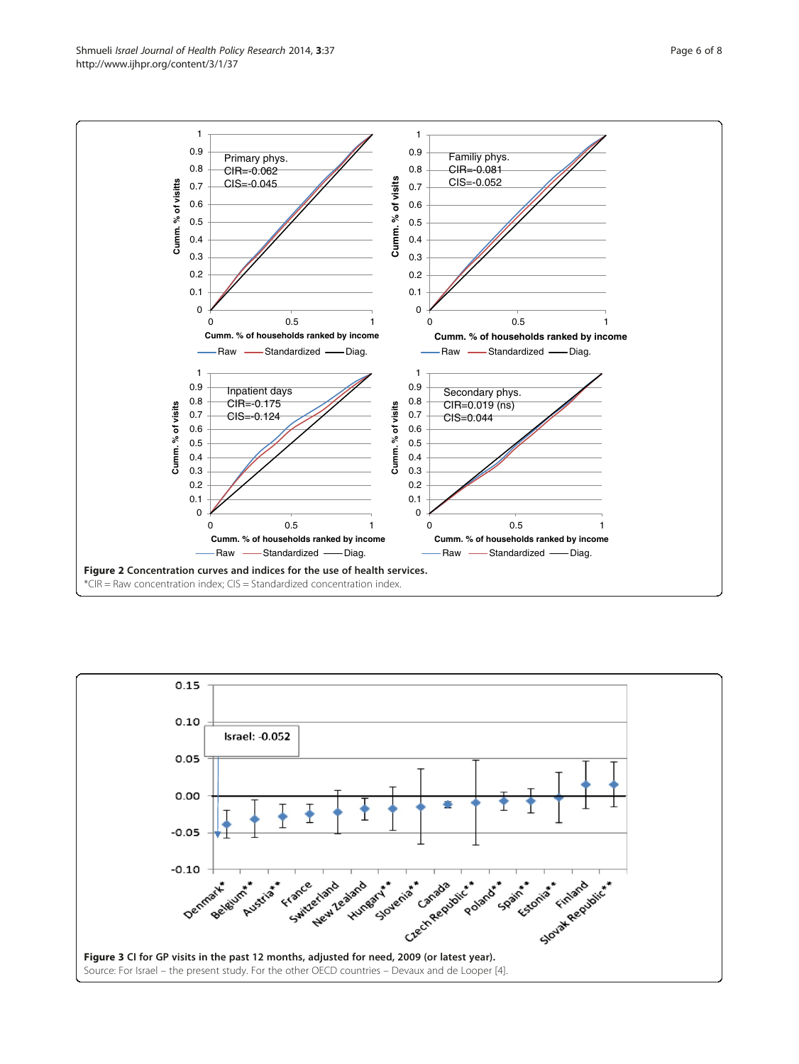**Figure 2 Concentration curves and indices for the use of health services.**
*CIR = Raw concentration index; CIS = Standardized concentration index.

**Figure 3 CI for GP visits in the past 12 months, adjusted for need, 2009 (or latest year).**
Source: For Israel – the present study. For the other OECD countries – Devaux and de Looper [4].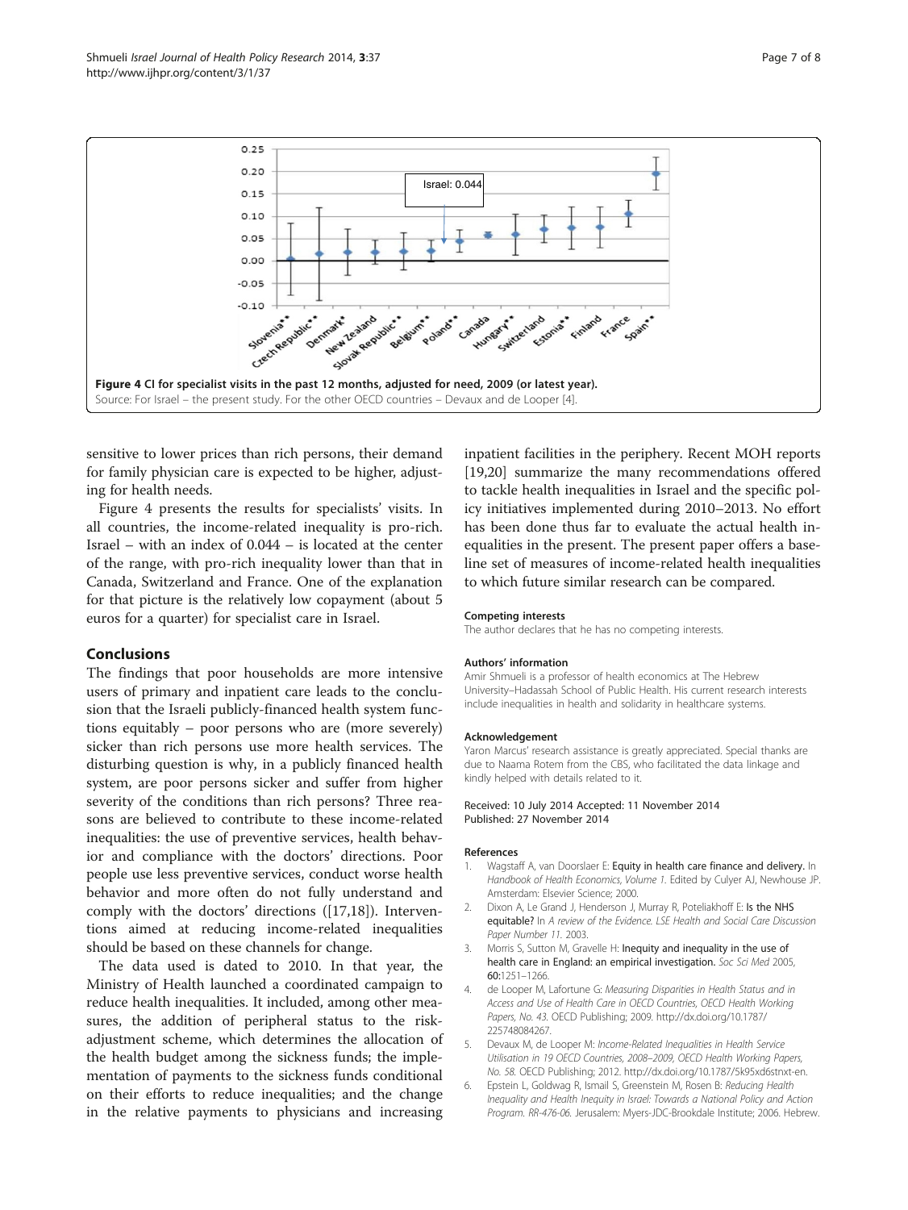0.25
0.20
0.15
0.10
0.05
0.00
-0.05
-0.10

Israel: 0.044

Slovenia**
Czech Republic**
Denmark*
New Zealand
Slovak Republic**
Belgium**
Poland**
Canada
Hungary**
Switzerland
Estonia**
Finland
France
Spain**

**Figure 4 CI for specialist visits in the past 12 months, adjusted for need, 2009 (or latest year).**
Source: For Israel – the present study. For the other OECD countries – Devaux and de Looper [4].

sensitive to lower prices than rich persons, their demand for family physician care is expected to be higher, adjusting for health needs.

Figure 4 presents the results for specialists' visits. In all countries, the income-related inequality is pro-rich. Israel – with an index of 0.044 – is located at the center of the range, with pro-rich inequality lower than that in Canada, Switzerland and France. One of the explanation for that picture is the relatively low copayment (about 5 euros for a quarter) for specialist care in Israel.

## Conclusions

The findings that poor households are more intensive users of primary and inpatient care leads to the conclusion that the Israeli publicly-financed health system functions equitably – poor persons who are (more severely) sicker than rich persons use more health services. The disturbing question is why, in a publicly financed health system, are poor persons sicker and suffer from higher severity of the conditions than rich persons? Three reasons are believed to contribute to these income-related inequalities: the use of preventive services, health behavior and compliance with the doctors' directions. Poor people use less preventive services, conduct worse health behavior and more often do not fully understand and comply with the doctors' directions ([17,18]). Interventions aimed at reducing income-related inequalities should be based on these channels for change.

The data used is dated to 2010. In that year, the Ministry of Health launched a coordinated campaign to reduce health inequalities. It included, among other measures, the addition of peripheral status to the risk-adjustment scheme, which determines the allocation of the health budget among the sickness funds; the implementation of payments to the sickness funds conditional on their efforts to reduce inequalities; and the change in the relative payments to physicians and increasing inpatient facilities in the periphery. Recent MOH reports [19,20] summarize the many recommendations offered to tackle health inequalities in Israel and the specific policy initiatives implemented during 2010–2013. No effort has been done thus far to evaluate the actual health inequalities in the present. The present paper offers a baseline set of measures of income-related health inequalities to which future similar research can be compared.

#### Competing interests

The author declares that he has no competing interests.

#### Authors' information

Amir Shmueli is a professor of health economics at The Hebrew University–Hadassah School of Public Health. His current research interests include inequalities in health and solidarity in healthcare systems.

#### Acknowledgement

Yaron Marcus' research assistance is greatly appreciated. Special thanks are due to Naama Rotem from the CBS, who facilitated the data linkage and kindly helped with details related to it.

Received: 10 July 2014 Accepted: 11 November 2014
Published: 27 November 2014

#### References

1. Wagstaff A, van Doorslaer E: **Equity in health care finance and delivery.** In *Handbook of Health Economics, Volume 1.* Edited by Culyer AJ, Newhouse JP. Amsterdam: Elsevier Science; 2000.
2. Dixon A, Le Grand J, Henderson J, Murray R, Poteliakhoff E: **Is the NHS equitable?** In *A review of the Evidence. LSE Health and Social Care Discussion Paper Number 11.* 2003.
3. Morris S, Sutton M, Gravelle H: **Inequity and inequality in the use of health care in England: an empirical investigation.** *Soc Sci Med* 2005, **60:**1251–1266.
4. de Looper M, Lafortune G: *Measuring Disparities in Health Status and in Access and Use of Health Care in OECD Countries, OECD Health Working Papers, No. 43.* OECD Publishing; 2009. http://dx.doi.org/10.1787/225748084267.
5. Devaux M, de Looper M: *Income-Related Inequalities in Health Service Utilisation in 19 OECD Countries, 2008–2009, OECD Health Working Papers, No. 58.* OECD Publishing; 2012. http://dx.doi.org/10.1787/5k95xd6stnxt-en.
6. Epstein L, Goldwag R, Ismail S, Greenstein M, Rosen B: *Reducing Health Inequality and Health Inequity in Israel: Towards a National Policy and Action Program. RR-476-06.* Jerusalem: Myers-JDC-Brookdale Institute; 2006. Hebrew.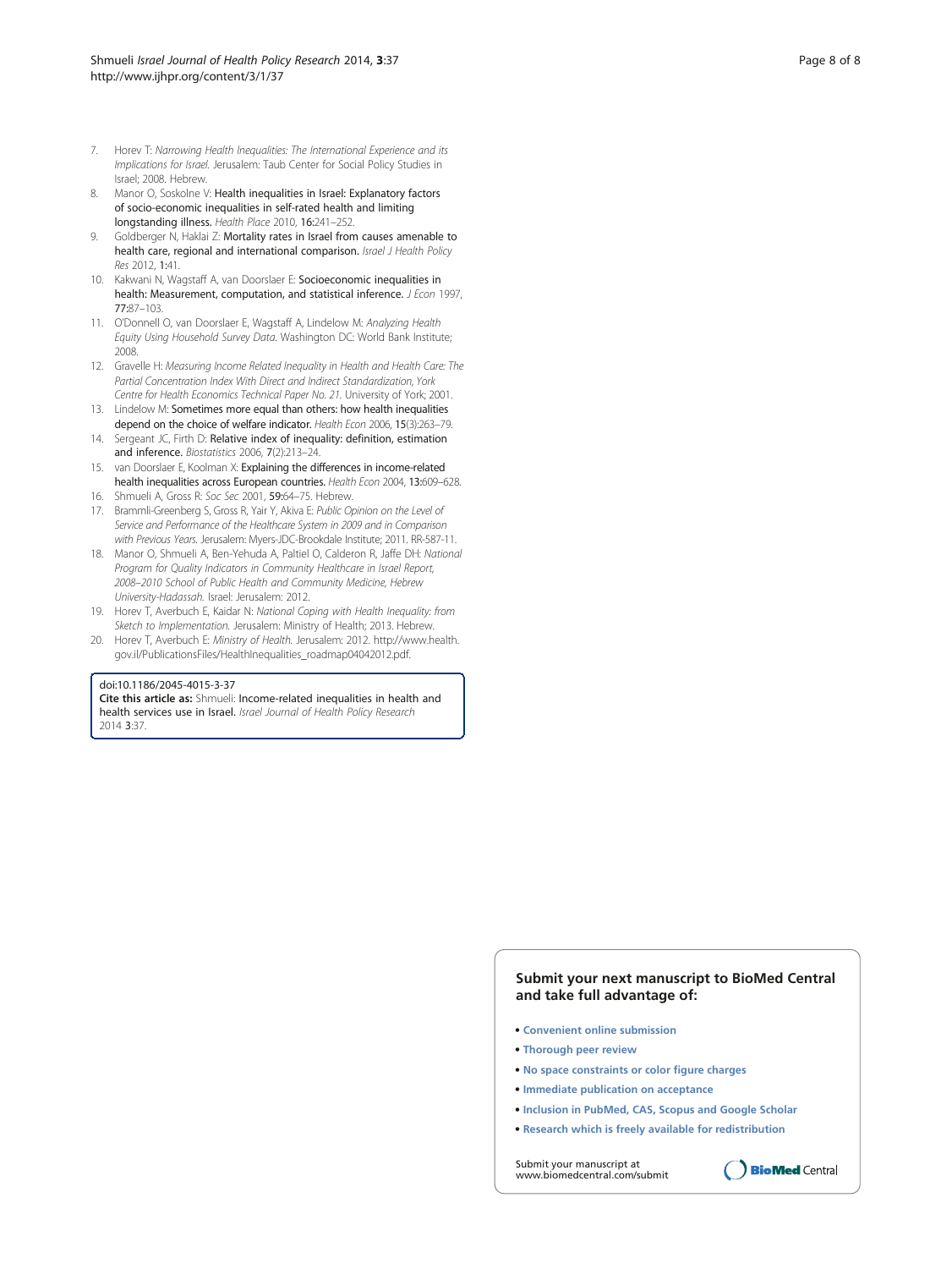7. Horev T: *Narrowing Health Inequalities: The International Experience and its Implications for Israel.* Jerusalem: Taub Center for Social Policy Studies in Israel; 2008. Hebrew.
8. Manor O, Soskolne V: **Health inequalities in Israel: Explanatory factors of socio-economic inequalities in self-rated health and limiting longstanding illness.** *Health Place* 2010, **16**:241–252.
9. Goldberger N, Haklai Z: **Mortality rates in Israel from causes amenable to health care, regional and international comparison.** *Israel J Health Policy Res* 2012, **1**:41.
10. Kakwani N, Wagstaff A, van Doorslaer E: **Socioeconomic inequalities in health: Measurement, computation, and statistical inference.** *J Econ* 1997, **77**:87–103.
11. O'Donnell O, van Doorslaer E, Wagstaff A, Lindelow M: *Analyzing Health Equity Using Household Survey Data.* Washington DC: World Bank Institute; 2008.
12. Gravelle H: *Measuring Income Related Inequality in Health and Health Care: The Partial Concentration Index With Direct and Indirect Standardization, York Centre for Health Economics Technical Paper No. 21.* University of York; 2001.
13. Lindelow M: **Sometimes more equal than others: how health inequalities depend on the choice of welfare indicator.** *Health Econ* 2006, **15**(3):263–79.
14. Sergeant JC, Firth D: **Relative index of inequality: definition, estimation and inference.** *Biostatistics* 2006, **7**(2):213–24.
15. van Doorslaer E, Koolman X: **Explaining the differences in income-related health inequalities across European countries.** *Health Econ* 2004, **13**:609–628.
16. Shmueli A, Gross R: *Soc Sec* 2001, **59**:64–75. Hebrew.
17. Brammli-Greenberg S, Gross R, Yair Y, Akiva E: *Public Opinion on the Level of Service and Performance of the Healthcare System in 2009 and in Comparison with Previous Years.* Jerusalem: Myers-JDC-Brookdale Institute; 2011. RR-587-11.
18. Manor O, Shmueli A, Ben-Yehuda A, Paltiel O, Calderon R, Jaffe DH: *National Program for Quality Indicators in Community Healthcare in Israel Report, 2008–2010 School of Public Health and Community Medicine, Hebrew University-Hadassah.* Israel: Jerusalem: 2012.
19. Horev T, Averbuch E, Kaidar N: *National Coping with Health Inequality: from Sketch to Implementation.* Jerusalem: Ministry of Health; 2013. Hebrew.
20. Horev T, Averbuch E: *Ministry of Health.* Jerusalem: 2012. http://www.health.gov.il/PublicationsFiles/HealthInequalities_roadmap04042012.pdf.

doi:10.1186/2045-4015-3-37
**Cite this article as:** Shmueli: Income-related inequalities in health and health services use in Israel. *Israel Journal of Health Policy Research* 2014 **3**:37.

**Submit your next manuscript to BioMed Central and take full advantage of:**

- **Convenient online submission**
- **Thorough peer review**
- **No space constraints or color figure charges**
- **Immediate publication on acceptance**
- **Inclusion in PubMed, CAS, Scopus and Google Scholar**
- **Research which is freely available for redistribution**

Submit your manuscript at
www.biomedcentral.com/submit

BioMed Central